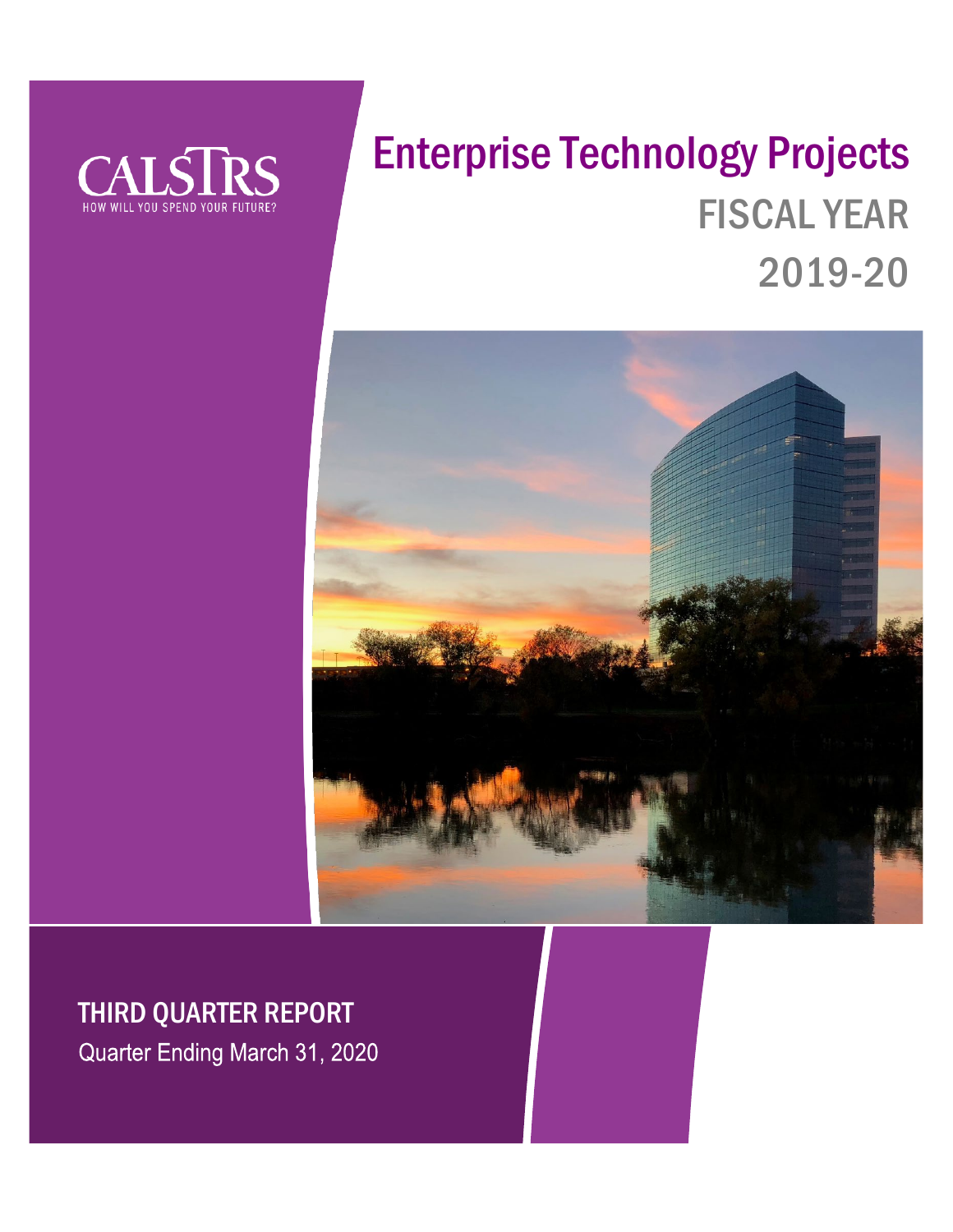CALSTRS

HOW WILL YOU SPEND YOUR FUTURE?

# Enterprise Technology Projects

## FISCAL YEAR 2019-20

## THIRD QUARTER REPORT

Quarter Ending March 31, 2020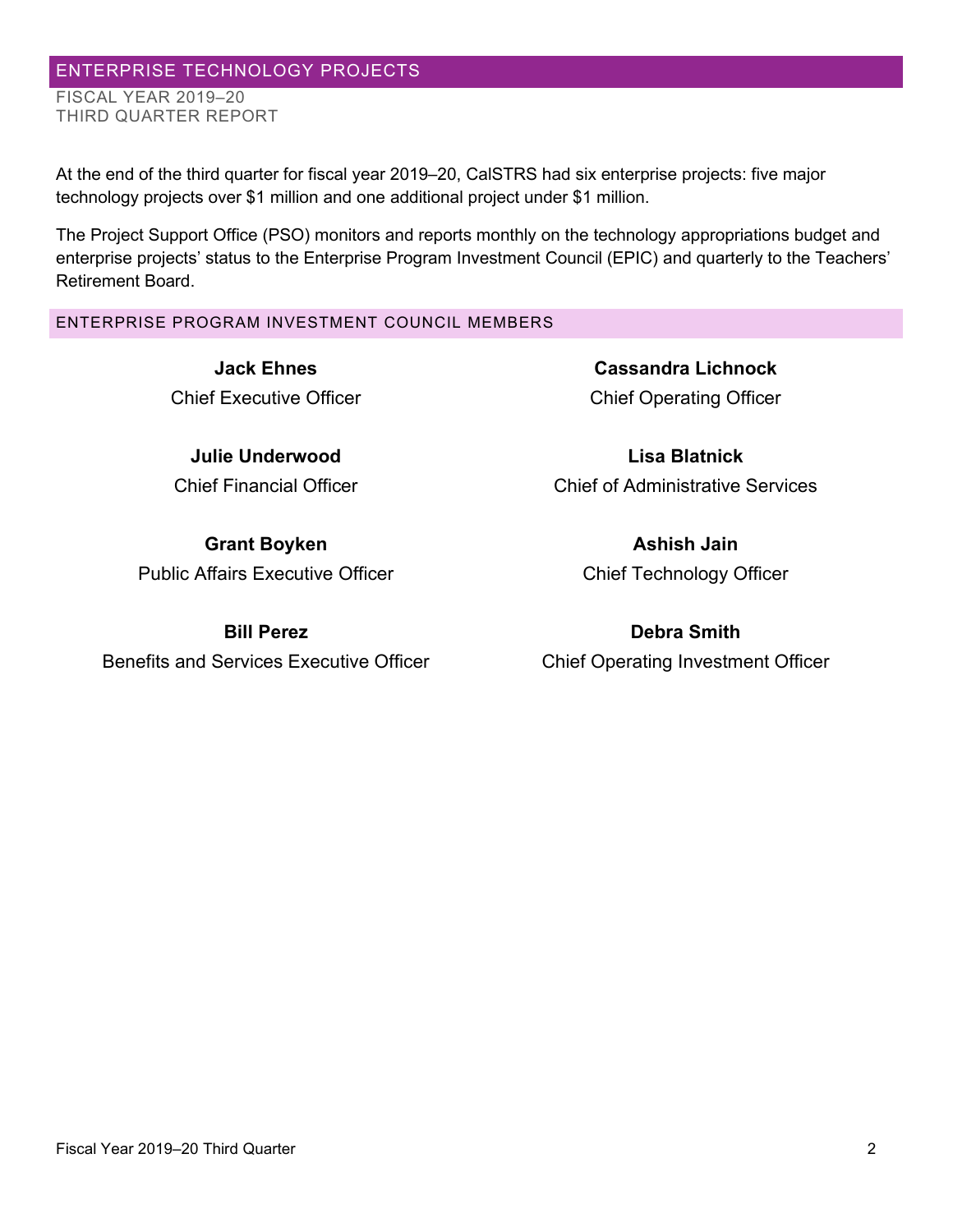## ENTERPRISE TECHNOLOGY PROJECTS

FISCAL YEAR 2019–20
THIRD QUARTER REPORT

At the end of the third quarter for fiscal year 2019–20, CalSTRS had six enterprise projects: five major technology projects over $1 million and one additional project under $1 million.

The Project Support Office (PSO) monitors and reports monthly on the technology appropriations budget and enterprise projects' status to the Enterprise Program Investment Council (EPIC) and quarterly to the Teachers' Retirement Board.

### ENTERPRISE PROGRAM INVESTMENT COUNCIL MEMBERS

**Jack Ehnes**
Chief Executive Officer

**Cassandra Lichnock**
Chief Operating Officer

**Julie Underwood**
Chief Financial Officer

**Lisa Blatnick**
Chief of Administrative Services

**Grant Boyken**
Public Affairs Executive Officer

**Ashish Jain**
Chief Technology Officer

**Bill Perez**
Benefits and Services Executive Officer

**Debra Smith**
Chief Operating Investment Officer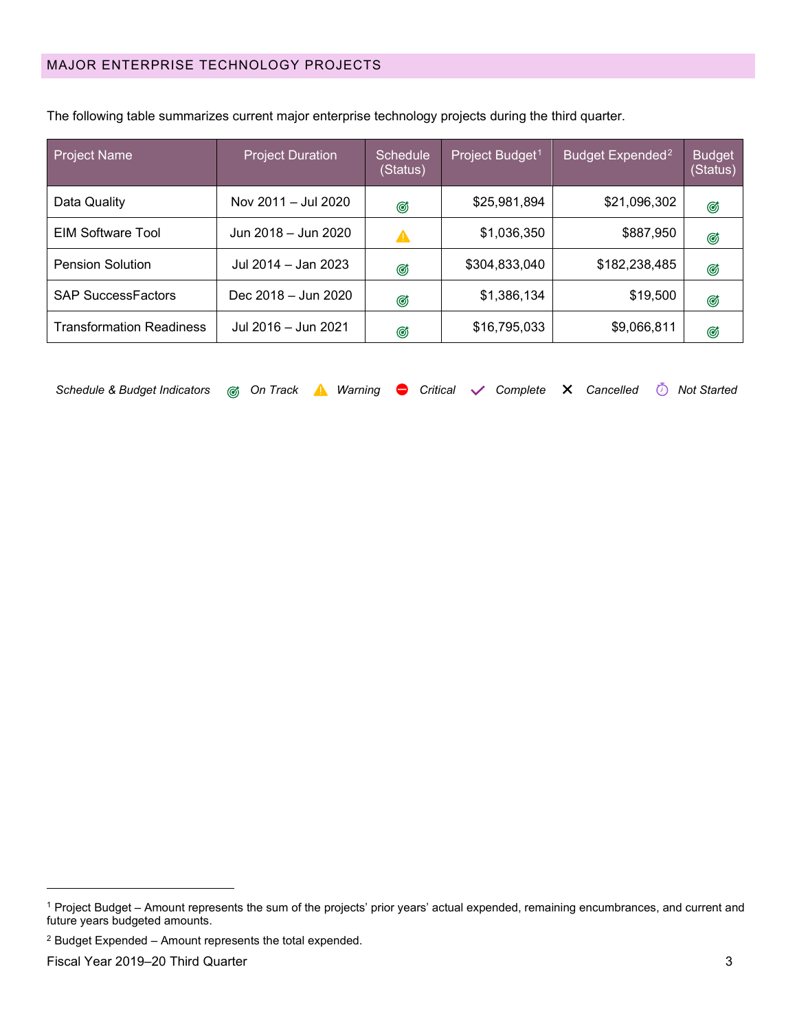## MAJOR ENTERPRISE TECHNOLOGY PROJECTS

The following table summarizes current major enterprise technology projects during the third quarter.

| Project Name | Project Duration | Schedule (Status) | Project Budget[1] | Budget Expended[2] | Budget (Status) |
|---|---|---|---|---|---|
| Data Quality | Nov 2011 – Jul 2020 | On Track | $25,981,894 | $21,096,302 | On Track |
| EIM Software Tool | Jun 2018 – Jun 2020 | Warning | $1,036,350 | $887,950 | On Track |
| Pension Solution | Jul 2014 – Jan 2023 | On Track | $304,833,040 | $182,238,485 | On Track |
| SAP SuccessFactors | Dec 2018 – Jun 2020 | On Track | $1,386,134 | $19,500 | On Track |
| Transformation Readiness | Jul 2016 – Jun 2021 | On Track | $16,795,033 | $9,066,811 | On Track |

*Schedule & Budget Indicators* — *On Track* — *Warning* — *Critical* — *Complete* — *Cancelled* — *Not Started*

[1] Project Budget – Amount represents the sum of the projects' prior years' actual expended, remaining encumbrances, and current and future years budgeted amounts.

[2] Budget Expended – Amount represents the total expended.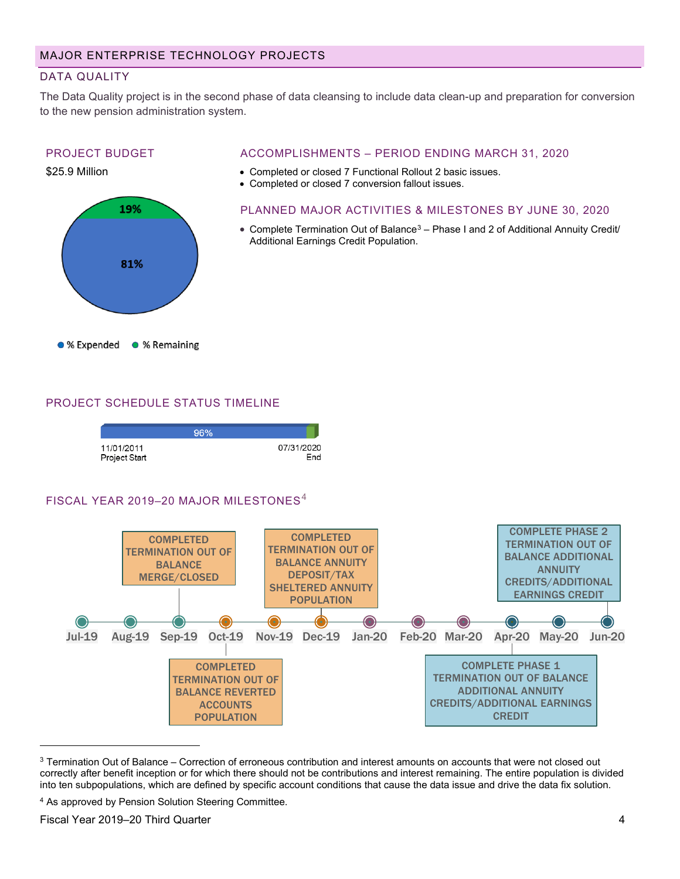## MAJOR ENTERPRISE TECHNOLOGY PROJECTS

### DATA QUALITY

The Data Quality project is in the second phase of data cleansing to include data clean-up and preparation for conversion to the new pension administration system.

#### PROJECT BUDGET

$25.9 Million

- % Expended: 81%
- % Remaining: 19%

#### ACCOMPLISHMENTS – PERIOD ENDING MARCH 31, 2020

- Completed or closed 7 Functional Rollout 2 basic issues.
- Completed or closed 7 conversion fallout issues.

#### PLANNED MAJOR ACTIVITIES & MILESTONES BY JUNE 30, 2020

- Complete Termination Out of Balance[3] – Phase I and 2 of Additional Annuity Credit/ Additional Earnings Credit Population.

#### PROJECT SCHEDULE STATUS TIMELINE

96%

11/01/2011 Project Start — 07/31/2020 End

#### FISCAL YEAR 2019–20 MAJOR MILESTONES[4]

- Sep-19: COMPLETED TERMINATION OUT OF BALANCE MERGE/CLOSED
- Oct-19: COMPLETED TERMINATION OUT OF BALANCE REVERTED ACCOUNTS POPULATION
- Dec-19: COMPLETED TERMINATION OUT OF BALANCE ANNUITY DEPOSIT/TAX SHELTERED ANNUITY POPULATION
- Apr-20: COMPLETE PHASE 1 TERMINATION OUT OF BALANCE ADDITIONAL ANNUITY CREDITS/ADDITIONAL EARNINGS CREDIT
- Jun-20: COMPLETE PHASE 2 TERMINATION OUT OF BALANCE ADDITIONAL ANNUITY CREDITS/ADDITIONAL EARNINGS CREDIT

---

[3] Termination Out of Balance – Correction of erroneous contribution and interest amounts on accounts that were not closed out correctly after benefit inception or for which there should not be contributions and interest remaining. The entire population is divided into ten subpopulations, which are defined by specific account conditions that cause the data issue and drive the data fix solution.

[4] As approved by Pension Solution Steering Committee.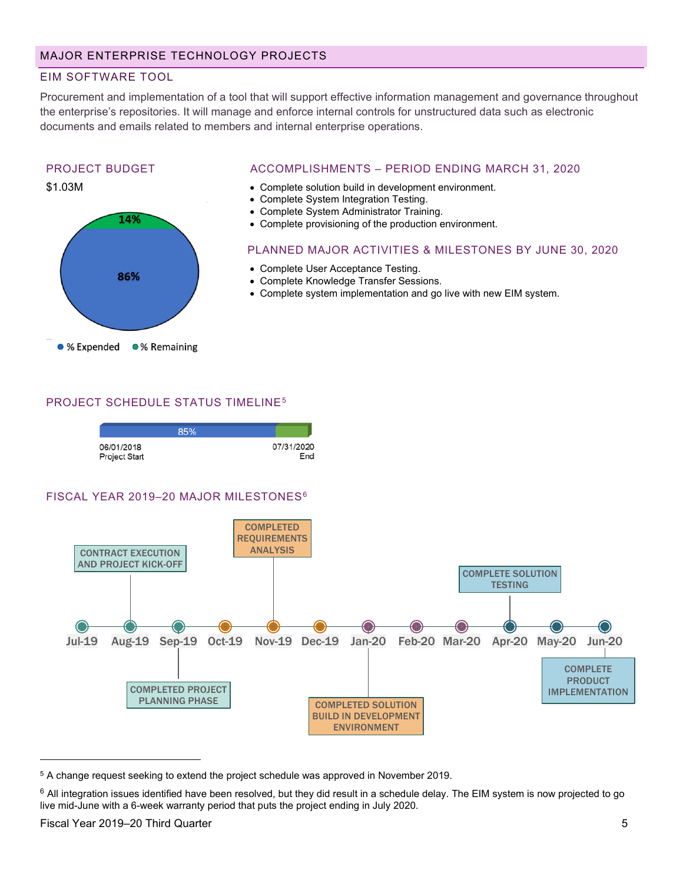## MAJOR ENTERPRISE TECHNOLOGY PROJECTS

### EIM SOFTWARE TOOL

Procurement and implementation of a tool that will support effective information management and governance throughout the enterprise's repositories. It will manage and enforce internal controls for unstructured data such as electronic documents and emails related to members and internal enterprise operations.

#### PROJECT BUDGET

$1.03M

86% — % Expended
14% — % Remaining

#### ACCOMPLISHMENTS – PERIOD ENDING MARCH 31, 2020

- Complete solution build in development environment.
- Complete System Integration Testing.
- Complete System Administrator Training.
- Complete provisioning of the production environment.

#### PLANNED MAJOR ACTIVITIES & MILESTONES BY JUNE 30, 2020

- Complete User Acceptance Testing.
- Complete Knowledge Transfer Sessions.
- Complete system implementation and go live with new EIM system.

#### PROJECT SCHEDULE STATUS TIMELINE[5]

85%

06/01/2018 Project Start — 07/31/2020 End

#### FISCAL YEAR 2019–20 MAJOR MILESTONES[6]

| Month | Milestone |
|---|---|
| Jul-19 | |
| Aug-19 | CONTRACT EXECUTION AND PROJECT KICK-OFF |
| Sep-19 | COMPLETED PROJECT PLANNING PHASE |
| Oct-19 | |
| Nov-19 | COMPLETED REQUIREMENTS ANALYSIS |
| Dec-19 | |
| Jan-20 | COMPLETED SOLUTION BUILD IN DEVELOPMENT ENVIRONMENT |
| Feb-20 | |
| Mar-20 | |
| Apr-20 | COMPLETE SOLUTION TESTING |
| May-20 | |
| Jun-20 | COMPLETE PRODUCT IMPLEMENTATION |

---

[5] A change request seeking to extend the project schedule was approved in November 2019.

[6] All integration issues identified have been resolved, but they did result in a schedule delay. The EIM system is now projected to go live mid-June with a 6-week warranty period that puts the project ending in July 2020.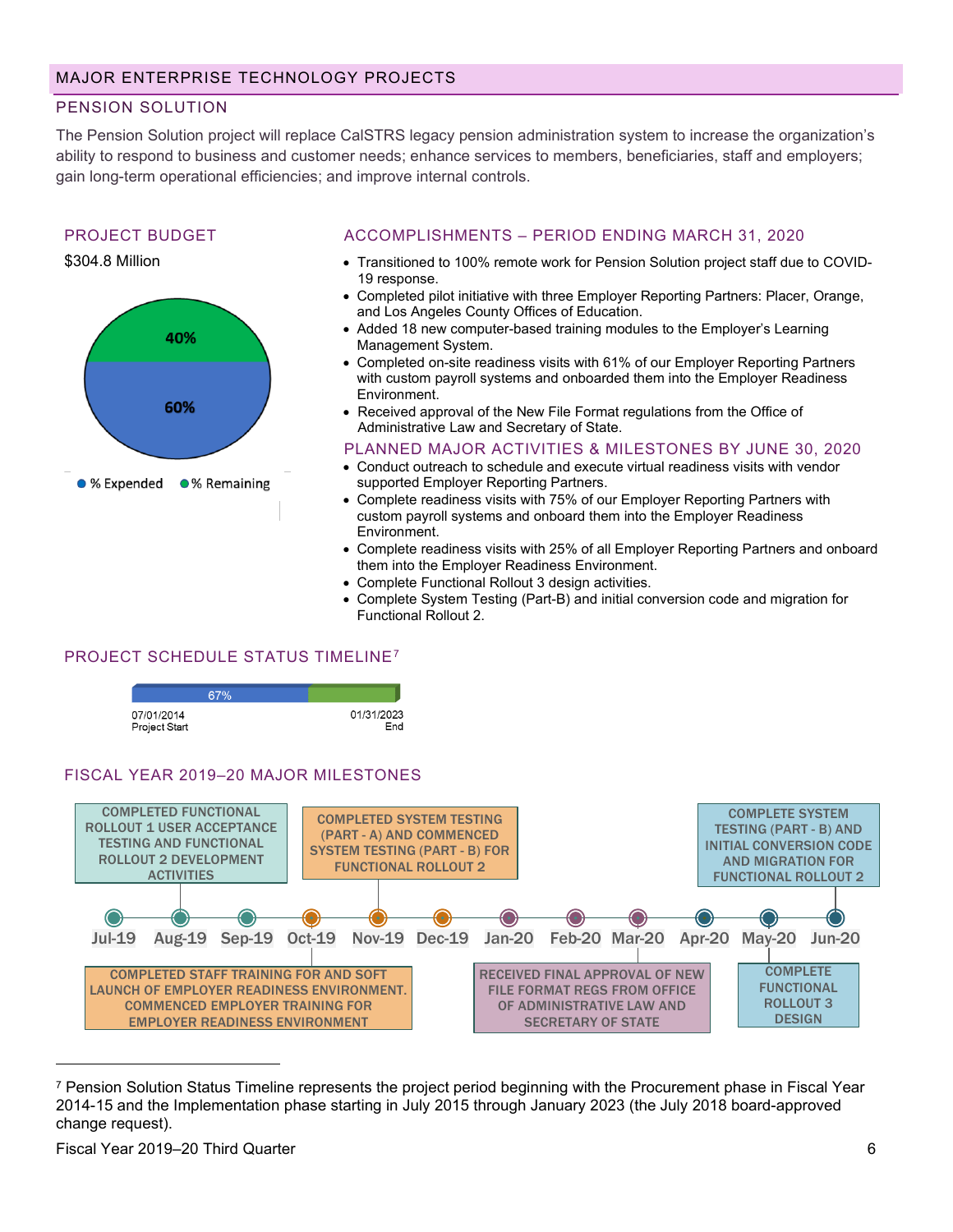## MAJOR ENTERPRISE TECHNOLOGY PROJECTS

### PENSION SOLUTION

The Pension Solution project will replace CalSTRS legacy pension administration system to increase the organization's ability to respond to business and customer needs; enhance services to members, beneficiaries, staff and employers; gain long-term operational efficiencies; and improve internal controls.

### PROJECT BUDGET

$304.8 Million

- % Expended: 60%
- % Remaining: 40%

### ACCOMPLISHMENTS – PERIOD ENDING MARCH 31, 2020

- Transitioned to 100% remote work for Pension Solution project staff due to COVID-19 response.
- Completed pilot initiative with three Employer Reporting Partners: Placer, Orange, and Los Angeles County Offices of Education.
- Added 18 new computer-based training modules to the Employer's Learning Management System.
- Completed on-site readiness visits with 61% of our Employer Reporting Partners with custom payroll systems and onboarded them into the Employer Readiness Environment.
- Received approval of the New File Format regulations from the Office of Administrative Law and Secretary of State.

### PLANNED MAJOR ACTIVITIES & MILESTONES BY JUNE 30, 2020

- Conduct outreach to schedule and execute virtual readiness visits with vendor supported Employer Reporting Partners.
- Complete readiness visits with 75% of our Employer Reporting Partners with custom payroll systems and onboard them into the Employer Readiness Environment.
- Complete readiness visits with 25% of all Employer Reporting Partners and onboard them into the Employer Readiness Environment.
- Complete Functional Rollout 3 design activities.
- Complete System Testing (Part-B) and initial conversion code and migration for Functional Rollout 2.

### PROJECT SCHEDULE STATUS TIMELINE[7]

67%

07/01/2014 Project Start — 01/31/2023 End

### FISCAL YEAR 2019–20 MAJOR MILESTONES

| Month | Milestone |
|---|---|
| Aug-19 | COMPLETED FUNCTIONAL ROLLOUT 1 USER ACCEPTANCE TESTING AND FUNCTIONAL ROLLOUT 2 DEVELOPMENT ACTIVITIES |
| Oct-19 | COMPLETED STAFF TRAINING FOR AND SOFT LAUNCH OF EMPLOYER READINESS ENVIRONMENT. COMMENCED EMPLOYER TRAINING FOR EMPLOYER READINESS ENVIRONMENT |
| Nov-19 | COMPLETED SYSTEM TESTING (PART - A) AND COMMENCED SYSTEM TESTING (PART - B) FOR FUNCTIONAL ROLLOUT 2 |
| Mar-20 | RECEIVED FINAL APPROVAL OF NEW FILE FORMAT REGS FROM OFFICE OF ADMINISTRATIVE LAW AND SECRETARY OF STATE |
| May-20 | COMPLETE FUNCTIONAL ROLLOUT 3 DESIGN |
| Jun-20 | COMPLETE SYSTEM TESTING (PART - B) AND INITIAL CONVERSION CODE AND MIGRATION FOR FUNCTIONAL ROLLOUT 2 |

---

[7] Pension Solution Status Timeline represents the project period beginning with the Procurement phase in Fiscal Year 2014-15 and the Implementation phase starting in July 2015 through January 2023 (the July 2018 board-approved change request).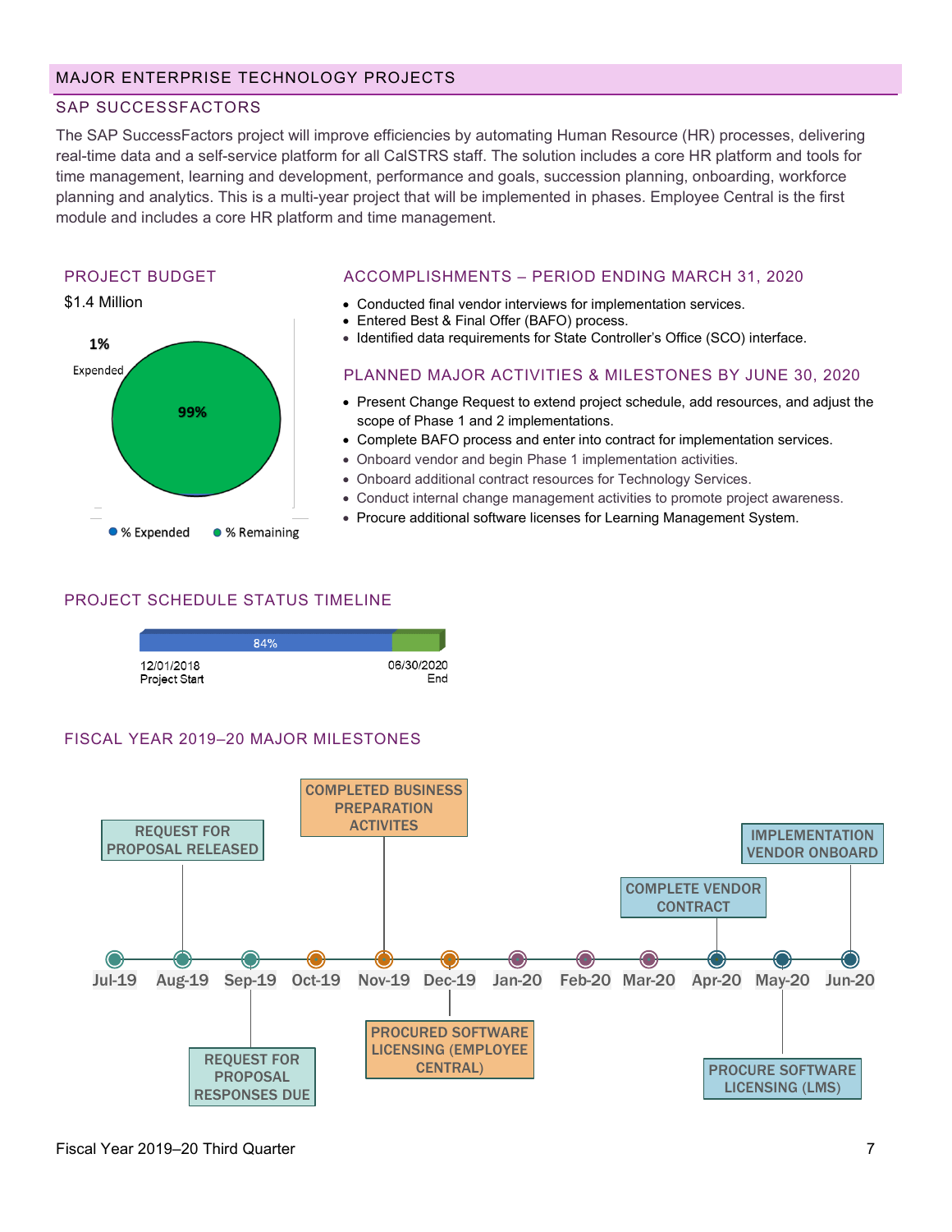## MAJOR ENTERPRISE TECHNOLOGY PROJECTS

### SAP SUCCESSFACTORS

The SAP SuccessFactors project will improve efficiencies by automating Human Resource (HR) processes, delivering real-time data and a self-service platform for all CalSTRS staff. The solution includes a core HR platform and tools for time management, learning and development, performance and goals, succession planning, onboarding, workforce planning and analytics. This is a multi-year project that will be implemented in phases. Employee Central is the first module and includes a core HR platform and time management.

### PROJECT BUDGET

$1.4 Million

1% Expended

99%

% Expended   % Remaining

### ACCOMPLISHMENTS – PERIOD ENDING MARCH 31, 2020

- Conducted final vendor interviews for implementation services.
- Entered Best & Final Offer (BAFO) process.
- Identified data requirements for State Controller's Office (SCO) interface.

### PLANNED MAJOR ACTIVITIES & MILESTONES BY JUNE 30, 2020

- Present Change Request to extend project schedule, add resources, and adjust the scope of Phase 1 and 2 implementations.
- Complete BAFO process and enter into contract for implementation services.
- Onboard vendor and begin Phase 1 implementation activities.
- Onboard additional contract resources for Technology Services.
- Conduct internal change management activities to promote project awareness.
- Procure additional software licenses for Learning Management System.

### PROJECT SCHEDULE STATUS TIMELINE

84%

12/01/2018 Project Start — 06/30/2020 End

### FISCAL YEAR 2019–20 MAJOR MILESTONES

| Month | Milestone |
|---|---|
| Jul-19 | |
| Aug-19 | REQUEST FOR PROPOSAL RELEASED |
| Sep-19 | REQUEST FOR PROPOSAL RESPONSES DUE |
| Oct-19 | |
| Nov-19 | COMPLETED BUSINESS PREPARATION ACTIVITES |
| Dec-19 | PROCURED SOFTWARE LICENSING (EMPLOYEE CENTRAL) |
| Jan-20 | |
| Feb-20 | |
| Mar-20 | |
| Apr-20 | COMPLETE VENDOR CONTRACT |
| May-20 | PROCURE SOFTWARE LICENSING (LMS) |
| Jun-20 | IMPLEMENTATION VENDOR ONBOARD |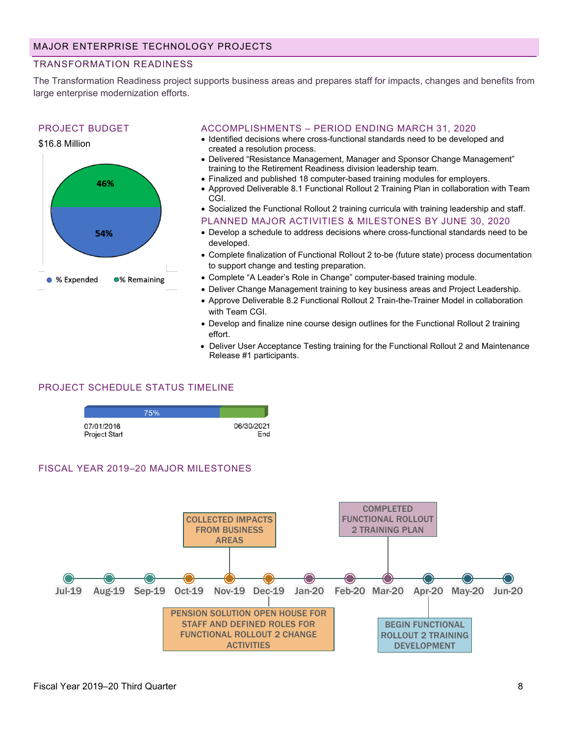# MAJOR ENTERPRISE TECHNOLOGY PROJECTS

## TRANSFORMATION READINESS

The Transformation Readiness project supports business areas and prepares staff for impacts, changes and benefits from large enterprise modernization efforts.

### PROJECT BUDGET

$16.8 Million

- % Expended: 54%
- % Remaining: 46%

### ACCOMPLISHMENTS – PERIOD ENDING MARCH 31, 2020

- Identified decisions where cross-functional standards need to be developed and created a resolution process.
- Delivered "Resistance Management, Manager and Sponsor Change Management" training to the Retirement Readiness division leadership team.
- Finalized and published 18 computer-based training modules for employers.
- Approved Deliverable 8.1 Functional Rollout 2 Training Plan in collaboration with Team CGI.
- Socialized the Functional Rollout 2 training curricula with training leadership and staff.

### PLANNED MAJOR ACTIVITIES & MILESTONES BY JUNE 30, 2020

- Develop a schedule to address decisions where cross-functional standards need to be developed.
- Complete finalization of Functional Rollout 2 to-be (future state) process documentation to support change and testing preparation.
- Complete "A Leader's Role in Change" computer-based training module.
- Deliver Change Management training to key business areas and Project Leadership.
- Approve Deliverable 8.2 Functional Rollout 2 Train-the-Trainer Model in collaboration with Team CGI.
- Develop and finalize nine course design outlines for the Functional Rollout 2 training effort.
- Deliver User Acceptance Testing training for the Functional Rollout 2 and Maintenance Release #1 participants.

### PROJECT SCHEDULE STATUS TIMELINE

75%

07/01/2016 Project Start — 06/30/2021 End

### FISCAL YEAR 2019–20 MAJOR MILESTONES

| Month | Milestone |
|---|---|
| Jul-19 | |
| Aug-19 | |
| Sep-19 | |
| Oct-19 | |
| Nov-19 | COLLECTED IMPACTS FROM BUSINESS AREAS |
| Dec-19 | PENSION SOLUTION OPEN HOUSE FOR STAFF AND DEFINED ROLES FOR FUNCTIONAL ROLLOUT 2 CHANGE ACTIVITIES |
| Jan-20 | |
| Feb-20 | |
| Mar-20 | COMPLETED FUNCTIONAL ROLLOUT 2 TRAINING PLAN |
| Apr-20 | BEGIN FUNCTIONAL ROLLOUT 2 TRAINING DEVELOPMENT |
| May-20 | |
| Jun-20 | |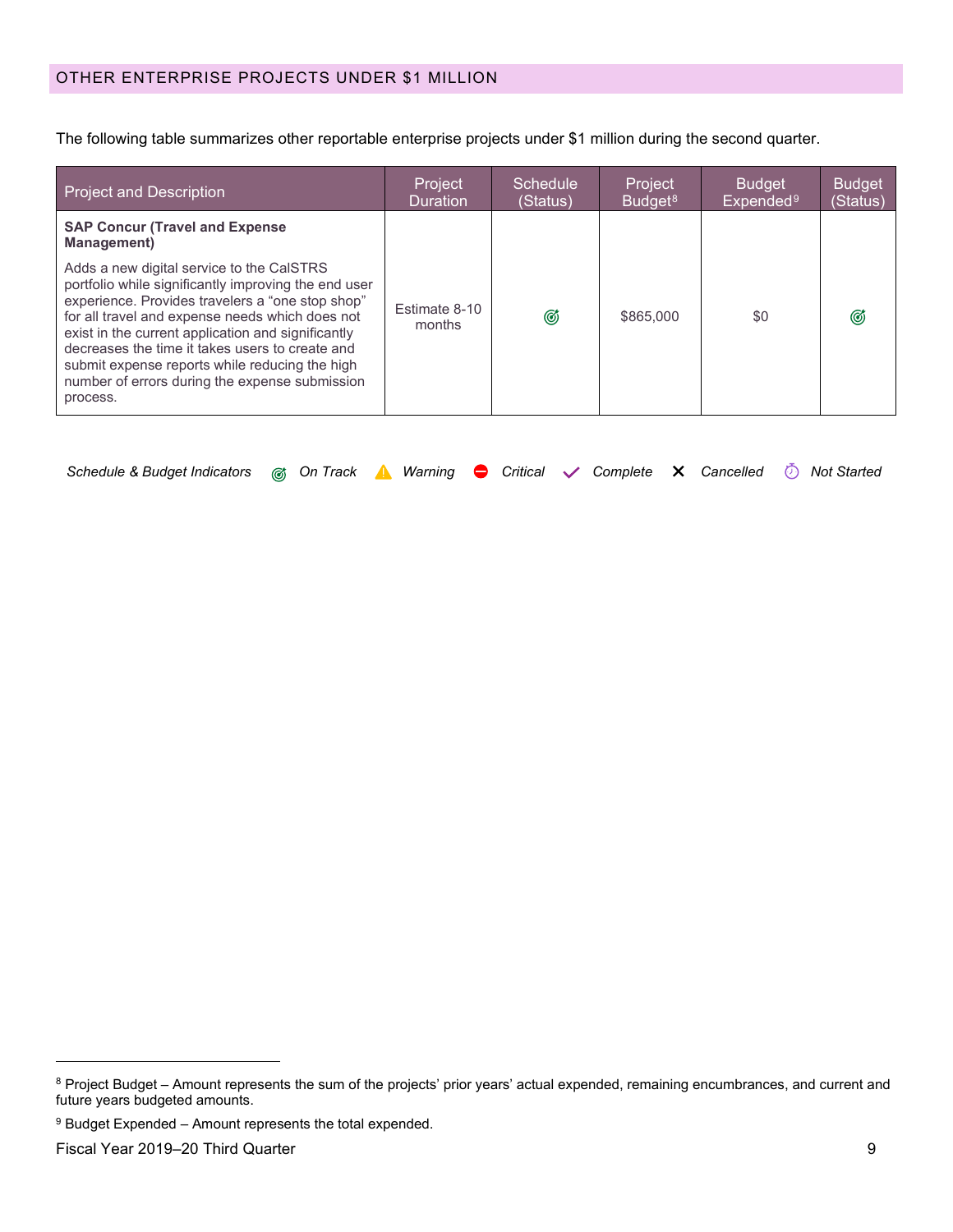## OTHER ENTERPRISE PROJECTS UNDER $1 MILLION

The following table summarizes other reportable enterprise projects under $1 million during the second quarter.

| Project and Description | Project Duration | Schedule (Status) | Project Budget[8] | Budget Expended[9] | Budget (Status) |
|---|---|---|---|---|---|
| **SAP Concur (Travel and Expense Management)** Adds a new digital service to the CalSTRS portfolio while significantly improving the end user experience. Provides travelers a "one stop shop" for all travel and expense needs which does not exist in the current application and significantly decreases the time it takes users to create and submit expense reports while reducing the high number of errors during the expense submission process. | Estimate 8-10 months | On Track | $865,000 | $0 | On Track |

*Schedule & Budget Indicators* — *On Track*, *Warning*, *Critical*, *Complete*, *Cancelled*, *Not Started*

[8] Project Budget – Amount represents the sum of the projects' prior years' actual expended, remaining encumbrances, and current and future years budgeted amounts.

[9] Budget Expended – Amount represents the total expended.